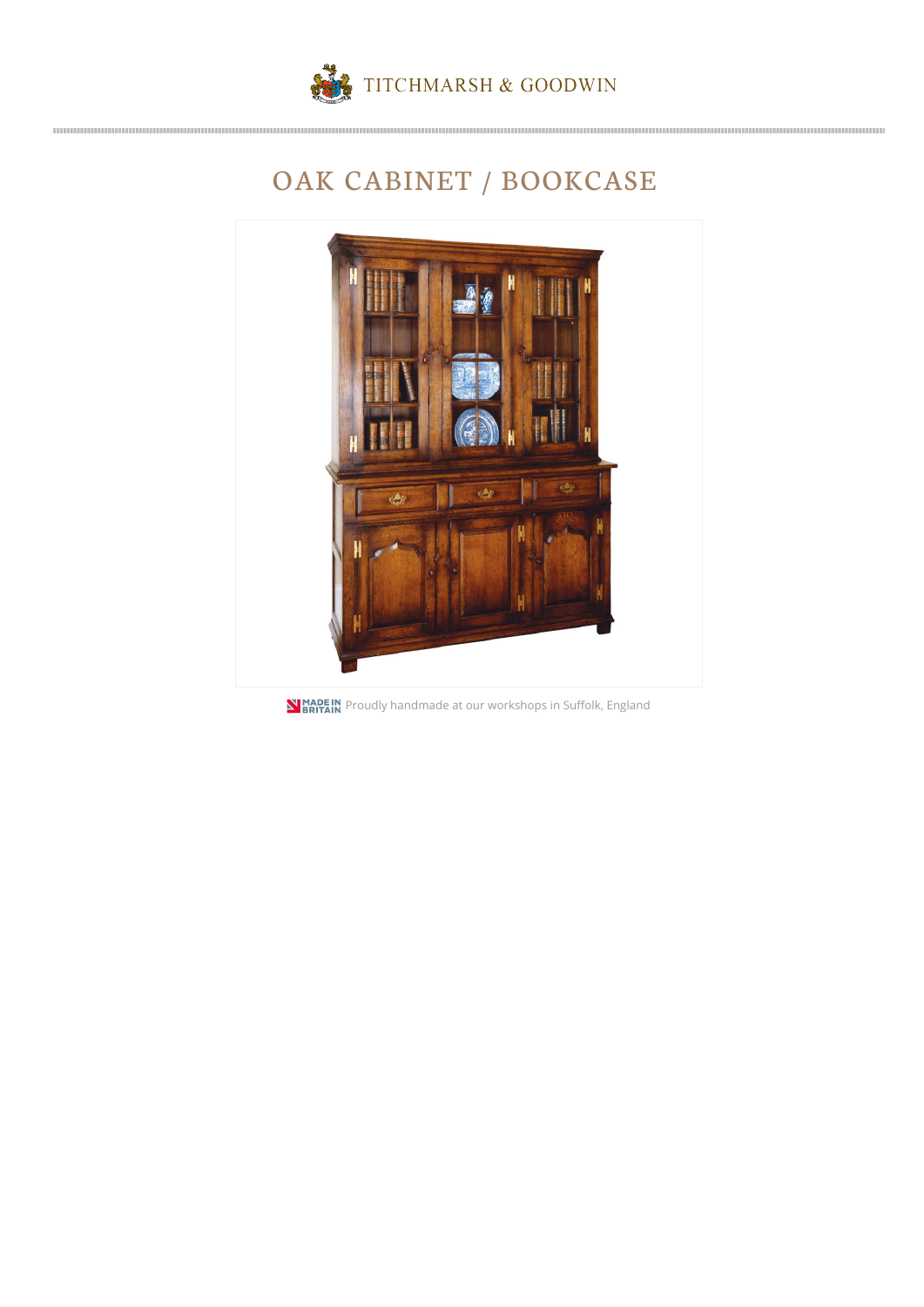TITCHMARSH & GOODWIN

# OAK CABINET / BOOKCASE

MADE IN BRITAIN Proudly handmade at our workshops in Suffolk, England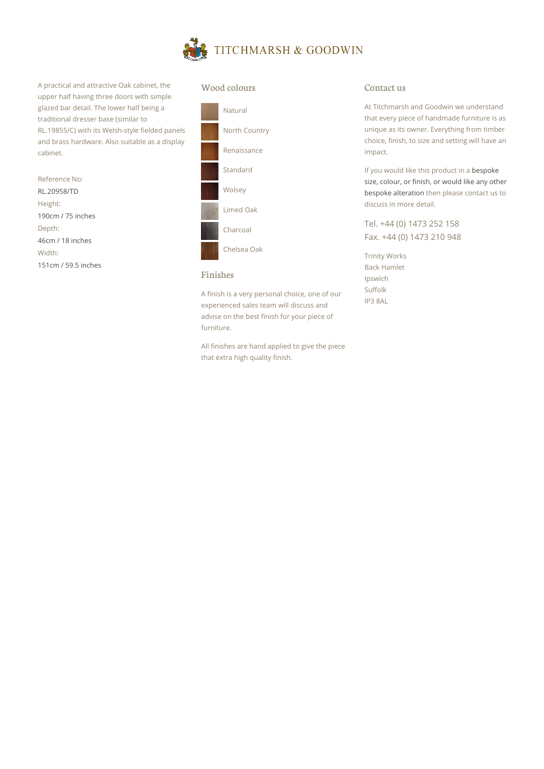# TITCHMARSH & GOODWIN

A practical and attractive Oak cabinet, the upper half having three doors with simple glazed bar detail. The lower half being a traditional dresser base (similar to RL.19855/C) with its Welsh-style fielded panels and brass hardware. Also suitable as a display cabinet.

Reference No:
RL.20958/TD
Height:
190cm / 75 inches
Depth:
46cm / 18 inches
Width:
151cm / 59.5 inches

## Wood colours

- Natural
- North Country
- Renaissance
- Standard
- Wolsey
- Limed Oak
- Charcoal
- Chelsea Oak

## Finishes

A finish is a very personal choice, one of our experienced sales team will discuss and advise on the best finish for your piece of furniture.

All finishes are hand applied to give the piece that extra high quality finish.

## Contact us

At Titchmarsh and Goodwin we understand that every piece of handmade furniture is as unique as its owner. Everything from timber choice, finish, to size and setting will have an impact.

If you would like this product in a bespoke size, colour, or finish, or would like any other bespoke alteration then please contact us to discuss in more detail.

Tel. +44 (0) 1473 252 158
Fax. +44 (0) 1473 210 948

Trinity Works
Back Hamlet
Ipswich
Suffolk
IP3 8AL